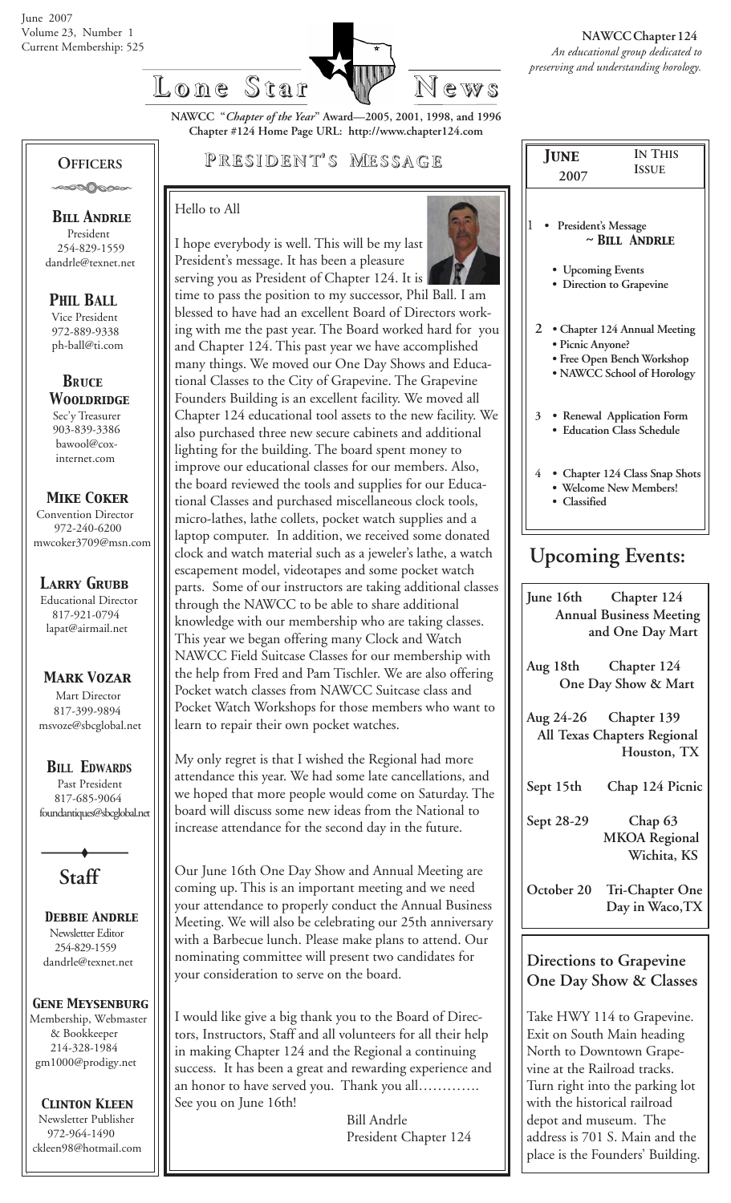June 2007
Volume 23, Number 1
Current Membership: 525

**NAWCC Chapter 124**
*An educational group dedicated to preserving and understanding horology.*

# Lone Star News

NAWCC "*Chapter of the Year*" Award—2005, 2001, 1998, and 1996
Chapter #124 Home Page URL: http://www.chapter124.com

## Officers

**Bill Andrle**
President
254-829-1559
dandrle@texnet.net

**Phil Ball**
Vice President
972-889-9338
ph-ball@ti.com

**Bruce Wooldridge**
Sec'y Treasurer
903-839-3386
bawool@cox-internet.com

**Mike Coker**
Convention Director
972-240-6200
mwcoker3709@msn.com

**Larry Grubb**
Educational Director
817-921-0794
lapat@airmail.net

**Mark Vozar**
Mart Director
817-399-9894
msvoze@sbcglobal.net

**Bill Edwards**
Past President
817-685-9064
foundantiques@sbcglobal.net

## Staff

**Debbie Andrle**
Newsletter Editor
254-829-1559
dandrle@texnet.net

**Gene Meysenburg**
Membership, Webmaster & Bookkeeper
214-328-1984
gm1000@prodigy.net

**Clinton Kleen**
Newsletter Publisher
972-964-1490
ckleen98@hotmail.com

## President's Message

Hello to All

I hope everybody is well. This will be my last President's message. It has been a pleasure serving you as President of Chapter 124. It is time to pass the position to my successor, Phil Ball. I am blessed to have had an excellent Board of Directors working with me the past year. The Board worked hard for you and Chapter 124. This past year we have accomplished many things. We moved our One Day Shows and Educational Classes to the City of Grapevine. The Grapevine Founders Building is an excellent facility. We moved all Chapter 124 educational tool assets to the new facility. We also purchased three new secure cabinets and additional lighting for the building. The board spent money to improve our educational classes for our members. Also, the board reviewed the tools and supplies for our Educational Classes and purchased miscellaneous clock tools, micro-lathes, lathe collets, pocket watch supplies and a laptop computer. In addition, we received some donated clock and watch material such as a jeweler's lathe, a watch escapement model, videotapes and some pocket watch parts. Some of our instructors are taking additional classes through the NAWCC to be able to share additional knowledge with our membership who are taking classes. This year we began offering many Clock and Watch NAWCC Field Suitcase Classes for our membership with the help from Fred and Pam Tischler. We are also offering Pocket watch classes from NAWCC Suitcase class and Pocket Watch Workshops for those members who want to learn to repair their own pocket watches.

My only regret is that I wished the Regional had more attendance this year. We had some late cancellations, and we hoped that more people would come on Saturday. The board will discuss some new ideas from the National to increase attendance for the second day in the future.

Our June 16th One Day Show and Annual Meeting are coming up. This is an important meeting and we need your attendance to properly conduct the Annual Business Meeting. We will also be celebrating our 25th anniversary with a Barbecue lunch. Please make plans to attend. Our nominating committee will present two candidates for your consideration to serve on the board.

I would like give a big thank you to the Board of Directors, Instructors, Staff and all volunteers for all their help in making Chapter 124 and the Regional a continuing success. It has been a great and rewarding experience and an honor to have served you. Thank you all…………. See you on June 16th!

Bill Andrle
President Chapter 124

## June 2007 — In This Issue

1 • President's Message ~ Bill Andrle
• Upcoming Events
• Direction to Grapevine

2 • Chapter 124 Annual Meeting
• Picnic Anyone?
• Free Open Bench Workshop
• NAWCC School of Horology

3 • Renewal Application Form
• Education Class Schedule

4 • Chapter 124 Class Snap Shots
• Welcome New Members!
• Classified

## Upcoming Events:

**June 16th** — Chapter 124 Annual Business Meeting and One Day Mart

**Aug 18th** — Chapter 124 One Day Show & Mart

**Aug 24-26** — Chapter 139 All Texas Chapters Regional Houston, TX

**Sept 15th** — Chap 124 Picnic

**Sept 28-29** — Chap 63 MKOA Regional Wichita, KS

**October 20** — Tri-Chapter One Day in Waco, TX

## Directions to Grapevine One Day Show & Classes

Take HWY 114 to Grapevine. Exit on South Main heading North to Downtown Grapevine at the Railroad tracks. Turn right into the parking lot with the historical railroad depot and museum. The address is 701 S. Main and the place is the Founders' Building.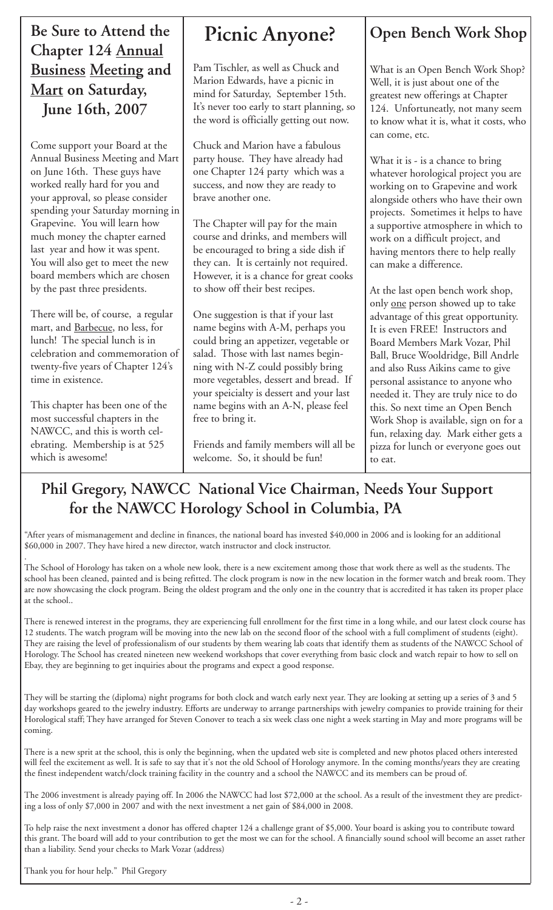## Be Sure to Attend the Chapter 124 Annual Business Meeting and Mart on Saturday, June 16th, 2007

Come support your Board at the Annual Business Meeting and Mart on June 16th. These guys have worked really hard for you and your approval, so please consider spending your Saturday morning in Grapevine. You will learn how much money the chapter earned last year and how it was spent. You will also get to meet the new board members which are chosen by the past three presidents.

There will be, of course, a regular mart, and Barbecue, no less, for lunch! The special lunch is in celebration and commemoration of twenty-five years of Chapter 124's time in existence.

This chapter has been one of the most successful chapters in the NAWCC, and this is worth celebrating. Membership is at 525 which is awesome!

## Picnic Anyone?

Pam Tischler, as well as Chuck and Marion Edwards, have a picnic in mind for Saturday, September 15th. It's never too early to start planning, so the word is officially getting out now.

Chuck and Marion have a fabulous party house. They have already had one Chapter 124 party which was a success, and now they are ready to brave another one.

The Chapter will pay for the main course and drinks, and members will be encouraged to bring a side dish if they can. It is certainly not required. However, it is a chance for great cooks to show off their best recipes.

One suggestion is that if your last name begins with A-M, perhaps you could bring an appetizer, vegetable or salad. Those with last names beginning with N-Z could possibly bring more vegetables, dessert and bread. If your speicialty is dessert and your last name begins with an A-N, please feel free to bring it.

Friends and family members will all be welcome. So, it should be fun!

## Open Bench Work Shop

What is an Open Bench Work Shop? Well, it is just about one of the greatest new offerings at Chapter 124. Unfortuneatly, not many seem to know what it is, what it costs, who can come, etc.

What it is - is a chance to bring whatever horological project you are working on to Grapevine and work alongside others who have their own projects. Sometimes it helps to have a supportive atmosphere in which to work on a difficult project, and having mentors there to help really can make a difference.

At the last open bench work shop, only one person showed up to take advantage of this great opportunity. It is even FREE! Instructors and Board Members Mark Vozar, Phil Ball, Bruce Wooldridge, Bill Andrle and also Russ Aikins came to give personal assistance to anyone who needed it. They are truly nice to do this. So next time an Open Bench Work Shop is available, sign on for a fun, relaxing day. Mark either gets a pizza for lunch or everyone goes out to eat.

## Phil Gregory, NAWCC National Vice Chairman, Needs Your Support for the NAWCC Horology School in Columbia, PA

"After years of mismanagement and decline in finances, the national board has invested $40,000 in 2006 and is looking for an additional $60,000 in 2007. They have hired a new director, watch instructor and clock instructor.

The School of Horology has taken on a whole new look, there is a new excitement among those that work there as well as the students. The school has been cleaned, painted and is being refitted. The clock program is now in the new location in the former watch and break room. They are now showcasing the clock program. Being the oldest program and the only one in the country that is accredited it has taken its proper place at the school..

There is renewed interest in the programs, they are experiencing full enrollment for the first time in a long while, and our latest clock course has 12 students. The watch program will be moving into the new lab on the second floor of the school with a full compliment of students (eight). They are raising the level of professionalism of our students by them wearing lab coats that identify them as students of the NAWCC School of Horology. The School has created nineteen new weekend workshops that cover everything from basic clock and watch repair to how to sell on Ebay, they are beginning to get inquiries about the programs and expect a good response.

They will be starting the (diploma) night programs for both clock and watch early next year. They are looking at setting up a series of 3 and 5 day workshops geared to the jewelry industry. Efforts are underway to arrange partnerships with jewelry companies to provide training for their Horological staff; They have arranged for Steven Conover to teach a six week class one night a week starting in May and more programs will be coming.

There is a new sprit at the school, this is only the beginning, when the updated web site is completed and new photos placed others interested will feel the excitement as well. It is safe to say that it's not the old School of Horology anymore. In the coming months/years they are creating the finest independent watch/clock training facility in the country and a school the NAWCC and its members can be proud of.

The 2006 investment is already paying off. In 2006 the NAWCC had lost $72,000 at the school. As a result of the investment they are predicting a loss of only $7,000 in 2007 and with the next investment a net gain of $84,000 in 2008.

To help raise the next investment a donor has offered chapter 124 a challenge grant of $5,000. Your board is asking you to contribute toward this grant. The board will add to your contribution to get the most we can for the school. A financially sound school will become an asset rather than a liability. Send your checks to Mark Vozar (address)

Thank you for hour help." Phil Gregory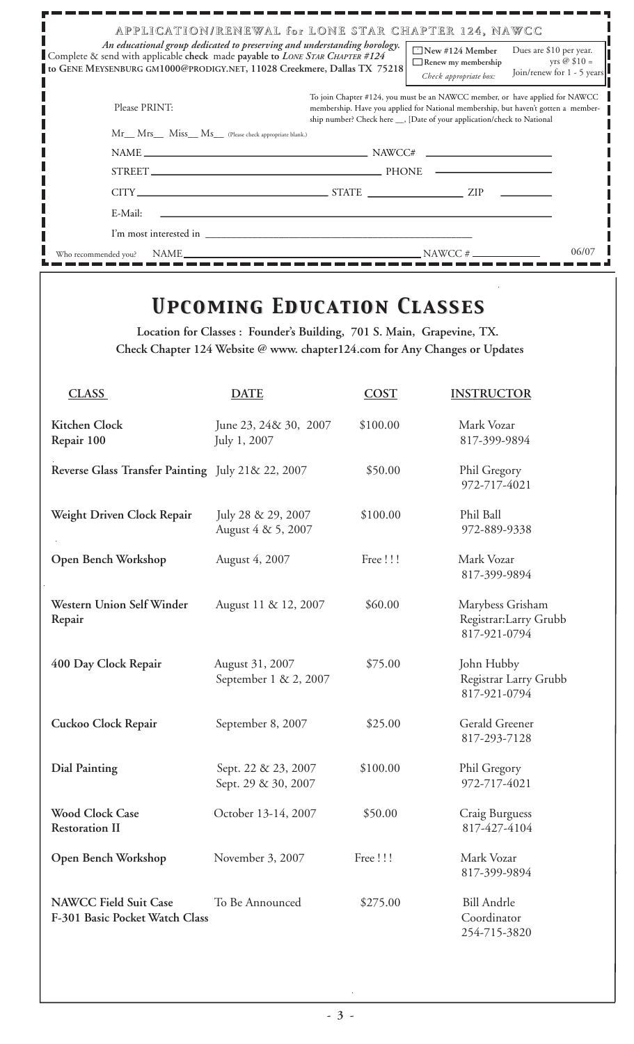## APPLICATION/RENEWAL for LONE STAR CHAPTER 124, NAWCC

*An educational group dedicated to preserving and understanding horology.*
Complete & send with applicable **check** made **payable to** ***Lone Star Chapter #124*** **to Gene Meysenburg gm1000@prodigy.net, 11028 Creekmere, Dallas TX 75218**

☐ **New #124 Member**
☐ **Renew my membership**
*Check appropriate box:*

Dues are $10 per year.
yrs @ $10 =
Join/renew for 1 - 5 years

Please PRINT:

To join Chapter #124, you must be an NAWCC member, or have applied for NAWCC membership. Have you applied for National membership, but haven't gotten a membership number? Check here __, [Date of your application/check to National

Mr__ Mrs__ Miss__ Ms__ (Please check appropriate blank.)

NAME ______________________ NAWCC# ______________

STREET ______________________ PHONE ______________

CITY ______________ STATE ______________ ZIP ________

E-Mail: ______________________________________

I'm most interested in ______________________________

Who recommended you? NAME ______________________ NAWCC # ____________ 06/07

# *Upcoming Education Classes*

**Location for Classes : Founder's Building, 701 S. Main, Grapevine, TX.**
**Check Chapter 124 Website @ www. chapter124.com for Any Changes or Updates**

| CLASS | DATE | COST | INSTRUCTOR |
|---|---|---|---|
| **Kitchen Clock Repair 100** | June 23, 24& 30, 2007 July 1, 2007 | $100.00 | Mark Vozar 817-399-9894 |
| **Reverse Glass Transfer Painting** | July 21& 22, 2007 | $50.00 | Phil Gregory 972-717-4021 |
| **Weight Driven Clock Repair** | July 28 & 29, 2007 August 4 & 5, 2007 | $100.00 | Phil Ball 972-889-9338 |
| **Open Bench Workshop** | August 4, 2007 | Free !!! | Mark Vozar 817-399-9894 |
| **Western Union Self Winder Repair** | August 11 & 12, 2007 | $60.00 | Marybess Grisham Registrar:Larry Grubb 817-921-0794 |
| **400 Day Clock Repair** | August 31, 2007 September 1 & 2, 2007 | $75.00 | John Hubby Registrar Larry Grubb 817-921-0794 |
| **Cuckoo Clock Repair** | September 8, 2007 | $25.00 | Gerald Greener 817-293-7128 |
| **Dial Painting** | Sept. 22 & 23, 2007 Sept. 29 & 30, 2007 | $100.00 | Phil Gregory 972-717-4021 |
| **Wood Clock Case Restoration II** | October 13-14, 2007 | $50.00 | Craig Burguess 817-427-4104 |
| **Open Bench Workshop** | November 3, 2007 | Free !!! | Mark Vozar 817-399-9894 |
| **NAWCC Field Suit Case F-301 Basic Pocket Watch Class** | To Be Announced | $275.00 | Bill Andrle Coordinator 254-715-3820 |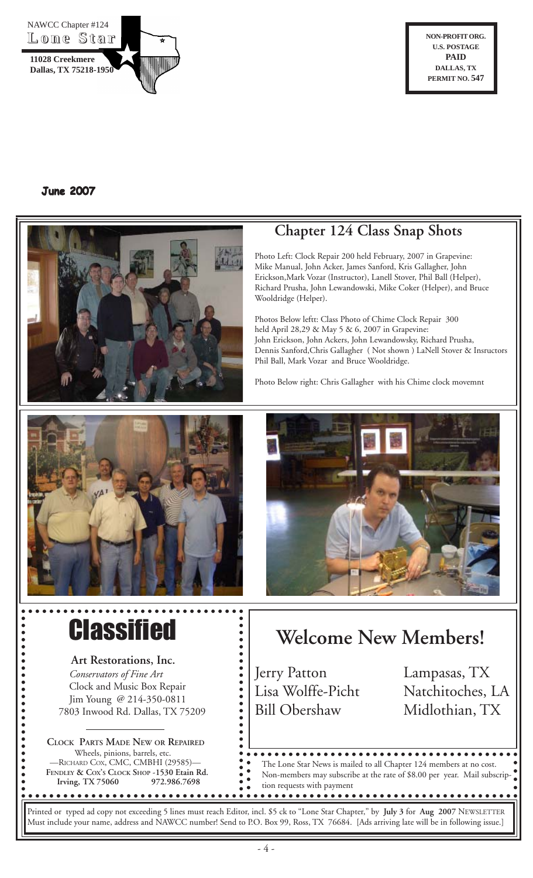NAWCC Chapter #124
Lone Star
11028 Creekmere
Dallas, TX 75218-1950

NON-PROFIT ORG.
U.S. POSTAGE
PAID
DALLAS, TX
PERMIT NO. 547

**June 2007**

## Chapter 124 Class Snap Shots

Photo Left: Clock Repair 200 held February, 2007 in Grapevine: Mike Manual, John Acker, James Sanford, Kris Gallagher, John Erickson,Mark Vozar (Instructor), Lanell Stover, Phil Ball (Helper), Richard Prusha, John Lewandowski, Mike Coker (Helper), and Bruce Wooldridge (Helper).

Photos Below leftt: Class Photo of Chime Clock Repair 300 held April 28,29 & May 5 & 6, 2007 in Grapevine: John Erickson, John Ackers, John Lewandowsky, Richard Prusha, Dennis Sanford,Chris Gallagher ( Not shown ) LaNell Stover & Insructors Phil Ball, Mark Vozar and Bruce Wooldridge.

Photo Below right: Chris Gallagher with his Chime clock movemnt

# Classified

**Art Restorations, Inc.**
*Conservators of Fine Art*
Clock and Music Box Repair
Jim Young @ 214-350-0811
7803 Inwood Rd. Dallas, TX 75209

**CLOCK PARTS MADE NEW OR REPAIRED**
Wheels, pinions, barrels, etc.
—RICHARD COX, CMC, CMBHI (29585)—
**FENDLEY & COX'S CLOCK SHOP -1530 Etain Rd.**
**Irving, TX 75060 972.986.7698**

## Welcome New Members!

| | |
|---|---|
| Jerry Patton | Lampasas, TX |
| Lisa Wolffe-Picht | Natchitoches, LA |
| Bill Obershaw | Midlothian, TX |

The Lone Star News is mailed to all Chapter 124 members at no cost. Non-members may subscribe at the rate of $8.00 per year. Mail subscription requests with payment

Printed or typed ad copy not exceeding 5 lines must reach Editor, incl. $5 ck to "Lone Star Chapter," by **July 3** for **Aug 2007** NEWSLETTER Must include your name, address and NAWCC number! Send to P.O. Box 99, Ross, TX 76684. [Ads arriving late will be in following issue.]